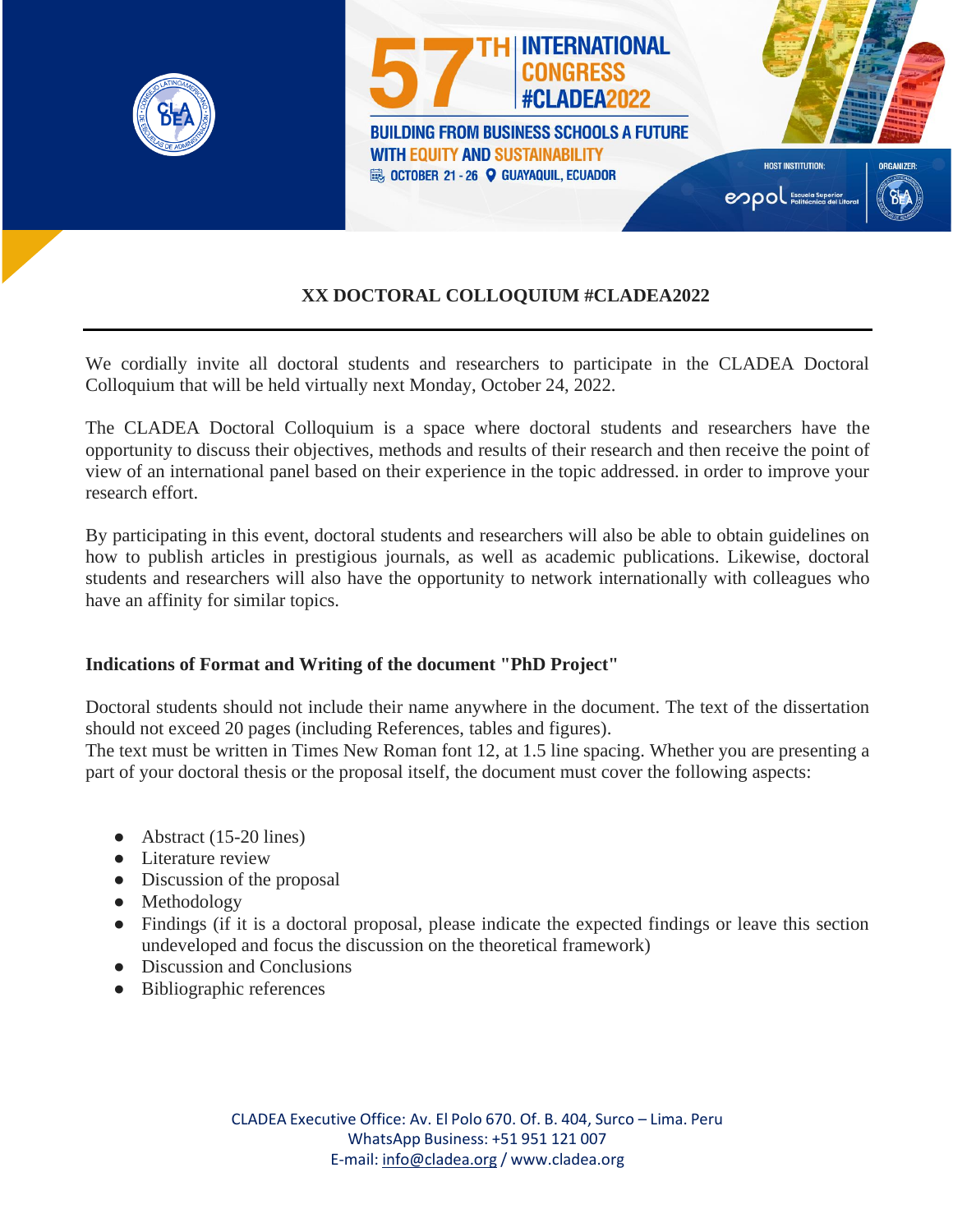57TH INTERNATIONAL CONGRESS #CLADEA2022

BUILDING FROM BUSINESS SCHOOLS A FUTURE WITH EQUITY AND SUSTAINABILITY

OCTOBER 21 - 26 GUAYAQUIL, ECUADOR

HOST INSTITUTION: espol Escuela Superior Politécnica del Litoral

ORGANIZER: CLADEA

# XX DOCTORAL COLLOQUIUM #CLADEA2022

We cordially invite all doctoral students and researchers to participate in the CLADEA Doctoral Colloquium that will be held virtually next Monday, October 24, 2022.

The CLADEA Doctoral Colloquium is a space where doctoral students and researchers have the opportunity to discuss their objectives, methods and results of their research and then receive the point of view of an international panel based on their experience in the topic addressed. in order to improve your research effort.

By participating in this event, doctoral students and researchers will also be able to obtain guidelines on how to publish articles in prestigious journals, as well as academic publications. Likewise, doctoral students and researchers will also have the opportunity to network internationally with colleagues who have an affinity for similar topics.

## Indications of Format and Writing of the document "PhD Project"

Doctoral students should not include their name anywhere in the document. The text of the dissertation should not exceed 20 pages (including References, tables and figures).
The text must be written in Times New Roman font 12, at 1.5 line spacing. Whether you are presenting a part of your doctoral thesis or the proposal itself, the document must cover the following aspects:

- Abstract (15-20 lines)
- Literature review
- Discussion of the proposal
- Methodology
- Findings (if it is a doctoral proposal, please indicate the expected findings or leave this section undeveloped and focus the discussion on the theoretical framework)
- Discussion and Conclusions
- Bibliographic references

CLADEA Executive Office: Av. El Polo 670. Of. B. 404, Surco – Lima. Peru
WhatsApp Business: +51 951 121 007
E-mail: info@cladea.org / www.cladea.org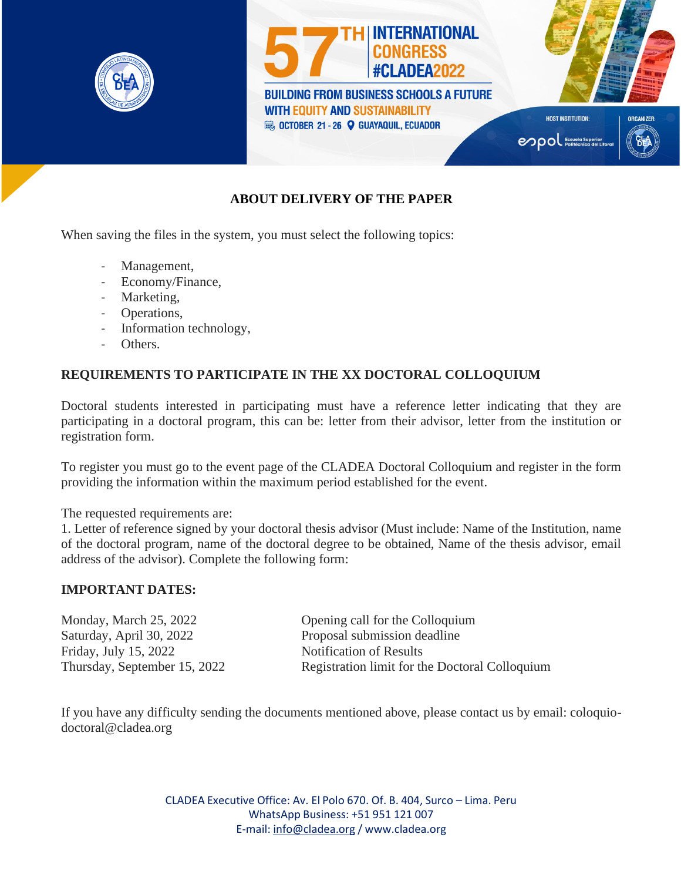## ABOUT DELIVERY OF THE PAPER

When saving the files in the system, you must select the following topics:

- Management,
- Economy/Finance,
- Marketing,
- Operations,
- Information technology,
- Others.

## REQUIREMENTS TO PARTICIPATE IN THE XX DOCTORAL COLLOQUIUM

Doctoral students interested in participating must have a reference letter indicating that they are participating in a doctoral program, this can be: letter from their advisor, letter from the institution or registration form.

To register you must go to the event page of the CLADEA Doctoral Colloquium and register in the form providing the information within the maximum period established for the event.

The requested requirements are:
1. Letter of reference signed by your doctoral thesis advisor (Must include: Name of the Institution, name of the doctoral program, name of the doctoral degree to be obtained, Name of the thesis advisor, email address of the advisor). Complete the following form:

## IMPORTANT DATES:

| | |
|---|---|
| Monday, March 25, 2022 | Opening call for the Colloquium |
| Saturday, April 30, 2022 | Proposal submission deadline |
| Friday, July 15, 2022 | Notification of Results |
| Thursday, September 15, 2022 | Registration limit for the Doctoral Colloquium |

If you have any difficulty sending the documents mentioned above, please contact us by email: coloquio-doctoral@cladea.org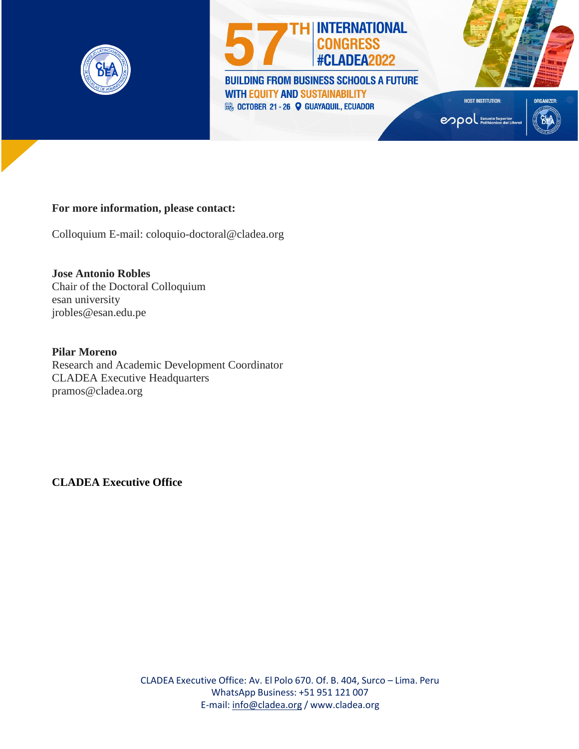**For more information, please contact:**

Colloquium E-mail: coloquio-doctoral@cladea.org

**Jose Antonio Robles**
Chair of the Doctoral Colloquium
esan university
jrobles@esan.edu.pe

**Pilar Moreno**
Research and Academic Development Coordinator
CLADEA Executive Headquarters
pramos@cladea.org

**CLADEA Executive Office**